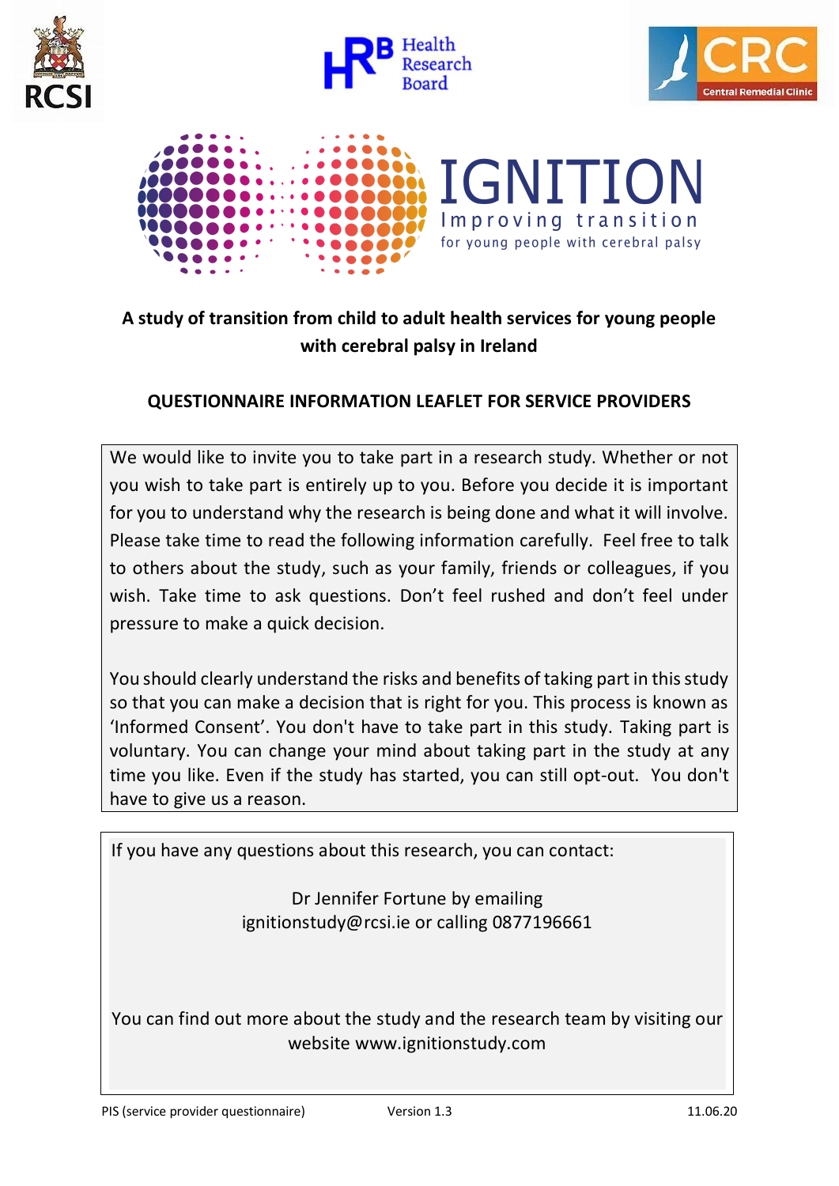# IGNITION

Improving transition
for young people with cerebral palsy

**A study of transition from child to adult health services for young people with cerebral palsy in Ireland**

**QUESTIONNAIRE INFORMATION LEAFLET FOR SERVICE PROVIDERS**

We would like to invite you to take part in a research study. Whether or not you wish to take part is entirely up to you. Before you decide it is important for you to understand why the research is being done and what it will involve. Please take time to read the following information carefully. Feel free to talk to others about the study, such as your family, friends or colleagues, if you wish. Take time to ask questions. Don't feel rushed and don't feel under pressure to make a quick decision.

You should clearly understand the risks and benefits of taking part in this study so that you can make a decision that is right for you. This process is known as 'Informed Consent'. You don't have to take part in this study. Taking part is voluntary. You can change your mind about taking part in the study at any time you like. Even if the study has started, you can still opt-out. You don't have to give us a reason.

If you have any questions about this research, you can contact:

Dr Jennifer Fortune by emailing ignitionstudy@rcsi.ie or calling 0877196661

You can find out more about the study and the research team by visiting our website www.ignitionstudy.com

PIS (service provider questionnaire) Version 1.3 11.06.20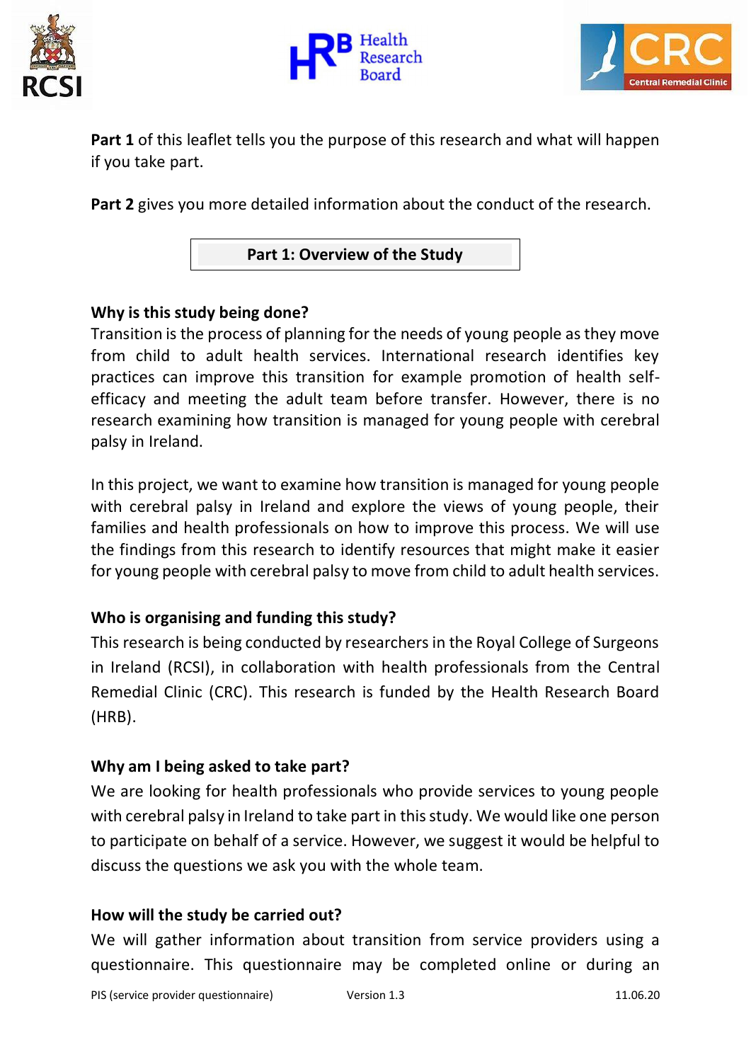**Part 1** of this leaflet tells you the purpose of this research and what will happen if you take part.

**Part 2** gives you more detailed information about the conduct of the research.

## Part 1: Overview of the Study

### Why is this study being done?

Transition is the process of planning for the needs of young people as they move from child to adult health services. International research identifies key practices can improve this transition for example promotion of health self-efficacy and meeting the adult team before transfer. However, there is no research examining how transition is managed for young people with cerebral palsy in Ireland.

In this project, we want to examine how transition is managed for young people with cerebral palsy in Ireland and explore the views of young people, their families and health professionals on how to improve this process. We will use the findings from this research to identify resources that might make it easier for young people with cerebral palsy to move from child to adult health services.

### Who is organising and funding this study?

This research is being conducted by researchers in the Royal College of Surgeons in Ireland (RCSI), in collaboration with health professionals from the Central Remedial Clinic (CRC). This research is funded by the Health Research Board (HRB).

### Why am I being asked to take part?

We are looking for health professionals who provide services to young people with cerebral palsy in Ireland to take part in this study. We would like one person to participate on behalf of a service. However, we suggest it would be helpful to discuss the questions we ask you with the whole team.

### How will the study be carried out?

We will gather information about transition from service providers using a questionnaire. This questionnaire may be completed online or during an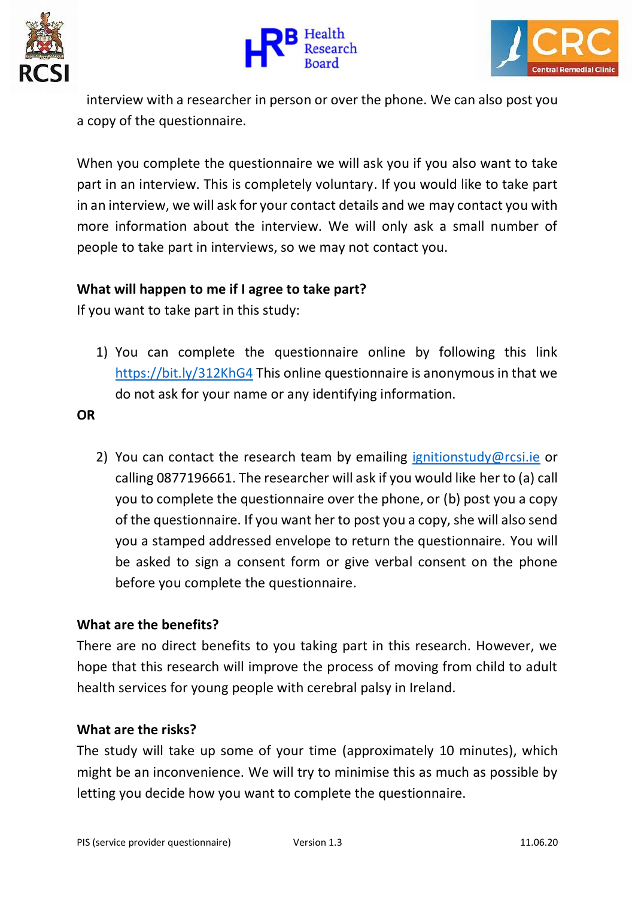interview with a researcher in person or over the phone. We can also post you a copy of the questionnaire.

When you complete the questionnaire we will ask you if you also want to take part in an interview. This is completely voluntary. If you would like to take part in an interview, we will ask for your contact details and we may contact you with more information about the interview. We will only ask a small number of people to take part in interviews, so we may not contact you.

**What will happen to me if I agree to take part?**

If you want to take part in this study:

1) You can complete the questionnaire online by following this link https://bit.ly/312KhG4 This online questionnaire is anonymous in that we do not ask for your name or any identifying information.

**OR**

2) You can contact the research team by emailing ignitionstudy@rcsi.ie or calling 0877196661. The researcher will ask if you would like her to (a) call you to complete the questionnaire over the phone, or (b) post you a copy of the questionnaire. If you want her to post you a copy, she will also send you a stamped addressed envelope to return the questionnaire. You will be asked to sign a consent form or give verbal consent on the phone before you complete the questionnaire.

**What are the benefits?**

There are no direct benefits to you taking part in this research. However, we hope that this research will improve the process of moving from child to adult health services for young people with cerebral palsy in Ireland.

**What are the risks?**

The study will take up some of your time (approximately 10 minutes), which might be an inconvenience. We will try to minimise this as much as possible by letting you decide how you want to complete the questionnaire.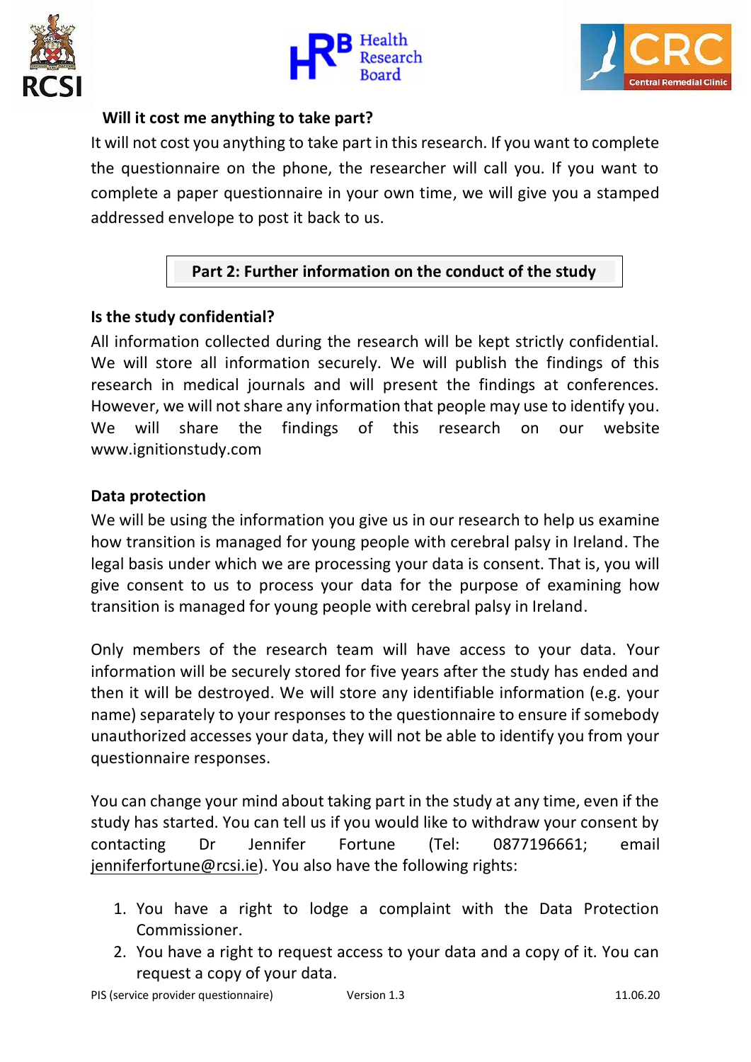**Will it cost me anything to take part?**

It will not cost you anything to take part in this research. If you want to complete the questionnaire on the phone, the researcher will call you. If you want to complete a paper questionnaire in your own time, we will give you a stamped addressed envelope to post it back to us.

## Part 2: Further information on the conduct of the study

**Is the study confidential?**

All information collected during the research will be kept strictly confidential. We will store all information securely. We will publish the findings of this research in medical journals and will present the findings at conferences. However, we will not share any information that people may use to identify you. We will share the findings of this research on our website www.ignitionstudy.com

**Data protection**

We will be using the information you give us in our research to help us examine how transition is managed for young people with cerebral palsy in Ireland. The legal basis under which we are processing your data is consent. That is, you will give consent to us to process your data for the purpose of examining how transition is managed for young people with cerebral palsy in Ireland.

Only members of the research team will have access to your data. Your information will be securely stored for five years after the study has ended and then it will be destroyed. We will store any identifiable information (e.g. your name) separately to your responses to the questionnaire to ensure if somebody unauthorized accesses your data, they will not be able to identify you from your questionnaire responses.

You can change your mind about taking part in the study at any time, even if the study has started. You can tell us if you would like to withdraw your consent by contacting Dr Jennifer Fortune (Tel: 0877196661; email jenniferfortune@rcsi.ie). You also have the following rights:

1. You have a right to lodge a complaint with the Data Protection Commissioner.
2. You have a right to request access to your data and a copy of it. You can request a copy of your data.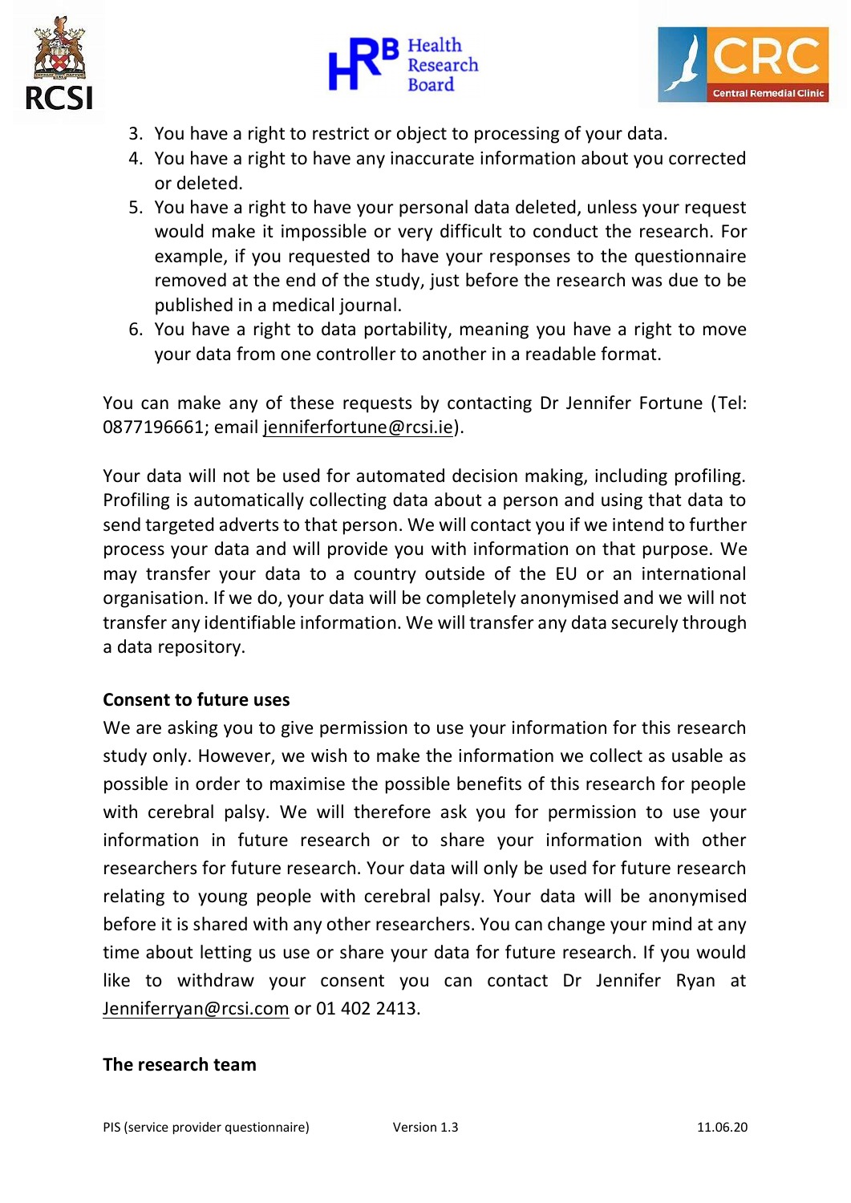3. You have a right to restrict or object to processing of your data.
4. You have a right to have any inaccurate information about you corrected or deleted.
5. You have a right to have your personal data deleted, unless your request would make it impossible or very difficult to conduct the research. For example, if you requested to have your responses to the questionnaire removed at the end of the study, just before the research was due to be published in a medical journal.
6. You have a right to data portability, meaning you have a right to move your data from one controller to another in a readable format.

You can make any of these requests by contacting Dr Jennifer Fortune (Tel: 0877196661; email jenniferfortune@rcsi.ie).

Your data will not be used for automated decision making, including profiling. Profiling is automatically collecting data about a person and using that data to send targeted adverts to that person. We will contact you if we intend to further process your data and will provide you with information on that purpose. We may transfer your data to a country outside of the EU or an international organisation. If we do, your data will be completely anonymised and we will not transfer any identifiable information. We will transfer any data securely through a data repository.

**Consent to future uses**

We are asking you to give permission to use your information for this research study only. However, we wish to make the information we collect as usable as possible in order to maximise the possible benefits of this research for people with cerebral palsy. We will therefore ask you for permission to use your information in future research or to share your information with other researchers for future research. Your data will only be used for future research relating to young people with cerebral palsy. Your data will be anonymised before it is shared with any other researchers. You can change your mind at any time about letting us use or share your data for future research. If you would like to withdraw your consent you can contact Dr Jennifer Ryan at Jenniferryan@rcsi.com or 01 402 2413.

**The research team**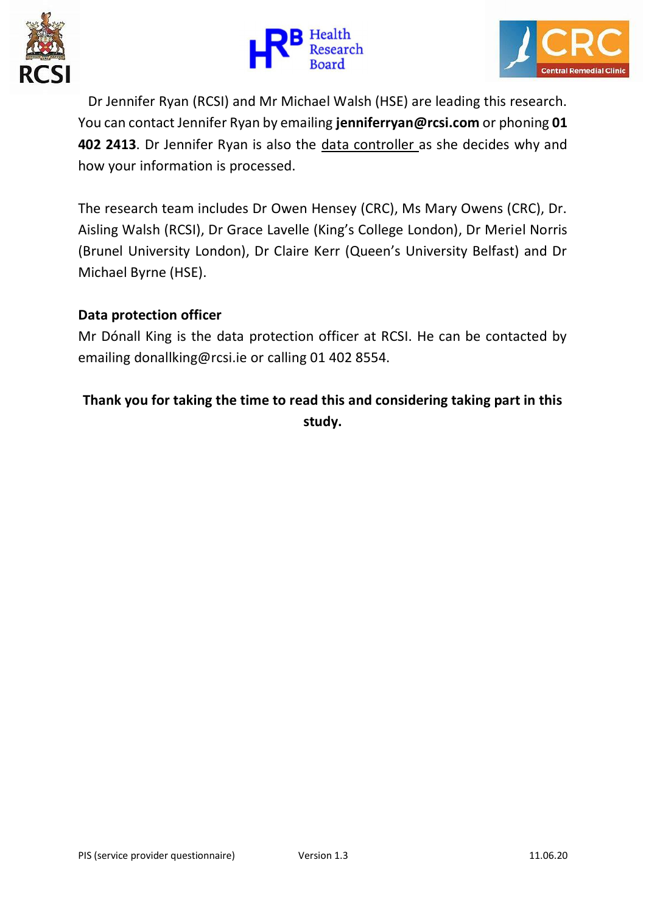Dr Jennifer Ryan (RCSI) and Mr Michael Walsh (HSE) are leading this research. You can contact Jennifer Ryan by emailing **jenniferryan@rcsi.com** or phoning **01 402 2413**. Dr Jennifer Ryan is also the data controller as she decides why and how your information is processed.

The research team includes Dr Owen Hensey (CRC), Ms Mary Owens (CRC), Dr. Aisling Walsh (RCSI), Dr Grace Lavelle (King's College London), Dr Meriel Norris (Brunel University London), Dr Claire Kerr (Queen's University Belfast) and Dr Michael Byrne (HSE).

**Data protection officer**

Mr Dónall King is the data protection officer at RCSI. He can be contacted by emailing donallking@rcsi.ie or calling 01 402 8554.

**Thank you for taking the time to read this and considering taking part in this study.**